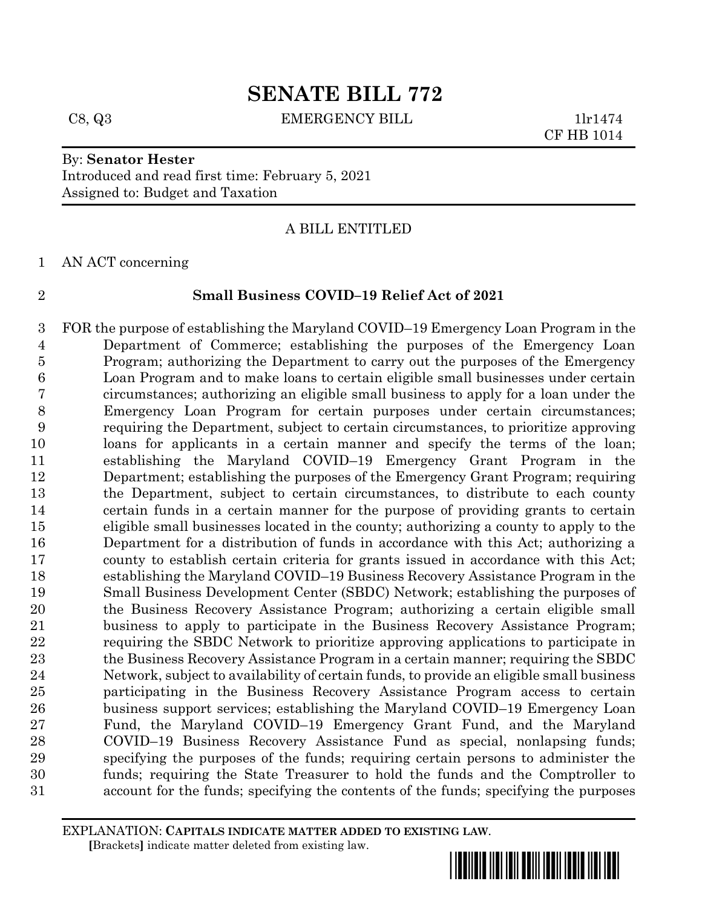# SENATE BILL 772

C8, Q3 EMERGENCY BILL 1lr1474
CF HB 1014

By: **Senator Hester**
Introduced and read first time: February 5, 2021
Assigned to: Budget and Taxation

A BILL ENTITLED

AN ACT concerning

**Small Business COVID–19 Relief Act of 2021**

FOR the purpose of establishing the Maryland COVID–19 Emergency Loan Program in the Department of Commerce; establishing the purposes of the Emergency Loan Program; authorizing the Department to carry out the purposes of the Emergency Loan Program and to make loans to certain eligible small businesses under certain circumstances; authorizing an eligible small business to apply for a loan under the Emergency Loan Program for certain purposes under certain circumstances; requiring the Department, subject to certain circumstances, to prioritize approving loans for applicants in a certain manner and specify the terms of the loan; establishing the Maryland COVID–19 Emergency Grant Program in the Department; establishing the purposes of the Emergency Grant Program; requiring the Department, subject to certain circumstances, to distribute to each county certain funds in a certain manner for the purpose of providing grants to certain eligible small businesses located in the county; authorizing a county to apply to the Department for a distribution of funds in accordance with this Act; authorizing a county to establish certain criteria for grants issued in accordance with this Act; establishing the Maryland COVID–19 Business Recovery Assistance Program in the Small Business Development Center (SBDC) Network; establishing the purposes of the Business Recovery Assistance Program; authorizing a certain eligible small business to apply to participate in the Business Recovery Assistance Program; requiring the SBDC Network to prioritize approving applications to participate in the Business Recovery Assistance Program in a certain manner; requiring the SBDC Network, subject to availability of certain funds, to provide an eligible small business participating in the Business Recovery Assistance Program access to certain business support services; establishing the Maryland COVID–19 Emergency Loan Fund, the Maryland COVID–19 Emergency Grant Fund, and the Maryland COVID–19 Business Recovery Assistance Fund as special, nonlapsing funds; specifying the purposes of the funds; requiring certain persons to administer the funds; requiring the State Treasurer to hold the funds and the Comptroller to account for the funds; specifying the contents of the funds; specifying the purposes

EXPLANATION: **CAPITALS INDICATE MATTER ADDED TO EXISTING LAW.**
**[**Brackets**]** indicate matter deleted from existing law.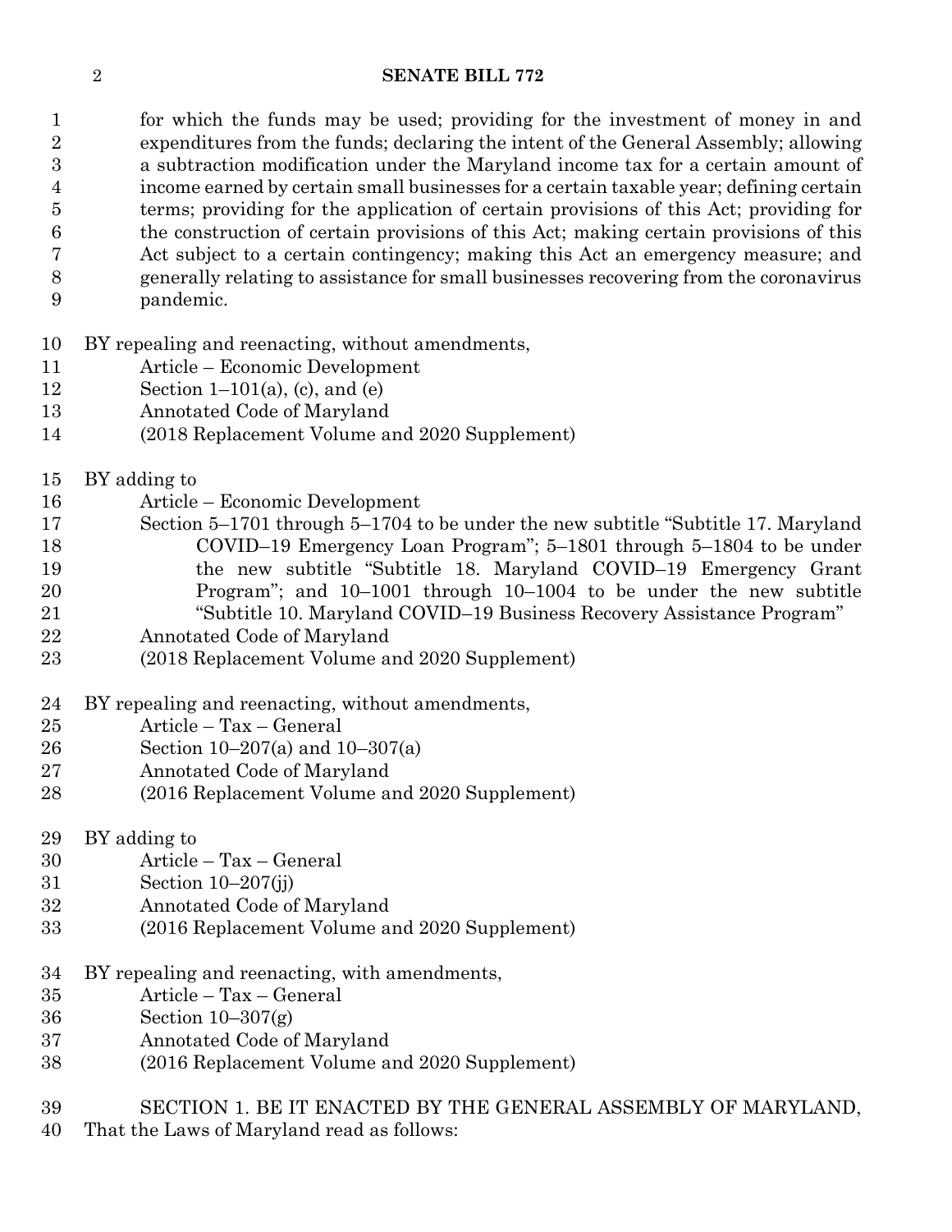for which the funds may be used; providing for the investment of money in and expenditures from the funds; declaring the intent of the General Assembly; allowing a subtraction modification under the Maryland income tax for a certain amount of income earned by certain small businesses for a certain taxable year; defining certain terms; providing for the application of certain provisions of this Act; providing for the construction of certain provisions of this Act; making certain provisions of this Act subject to a certain contingency; making this Act an emergency measure; and generally relating to assistance for small businesses recovering from the coronavirus pandemic.

BY repealing and reenacting, without amendments,
Article – Economic Development
Section 1–101(a), (c), and (e)
Annotated Code of Maryland
(2018 Replacement Volume and 2020 Supplement)

BY adding to
Article – Economic Development
Section 5–1701 through 5–1704 to be under the new subtitle "Subtitle 17. Maryland COVID–19 Emergency Loan Program"; 5–1801 through 5–1804 to be under the new subtitle "Subtitle 18. Maryland COVID–19 Emergency Grant Program"; and 10–1001 through 10–1004 to be under the new subtitle "Subtitle 10. Maryland COVID–19 Business Recovery Assistance Program"
Annotated Code of Maryland
(2018 Replacement Volume and 2020 Supplement)

BY repealing and reenacting, without amendments,
Article – Tax – General
Section 10–207(a) and 10–307(a)
Annotated Code of Maryland
(2016 Replacement Volume and 2020 Supplement)

BY adding to
Article – Tax – General
Section 10–207(jj)
Annotated Code of Maryland
(2016 Replacement Volume and 2020 Supplement)

BY repealing and reenacting, with amendments,
Article – Tax – General
Section 10–307(g)
Annotated Code of Maryland
(2016 Replacement Volume and 2020 Supplement)

SECTION 1. BE IT ENACTED BY THE GENERAL ASSEMBLY OF MARYLAND, That the Laws of Maryland read as follows: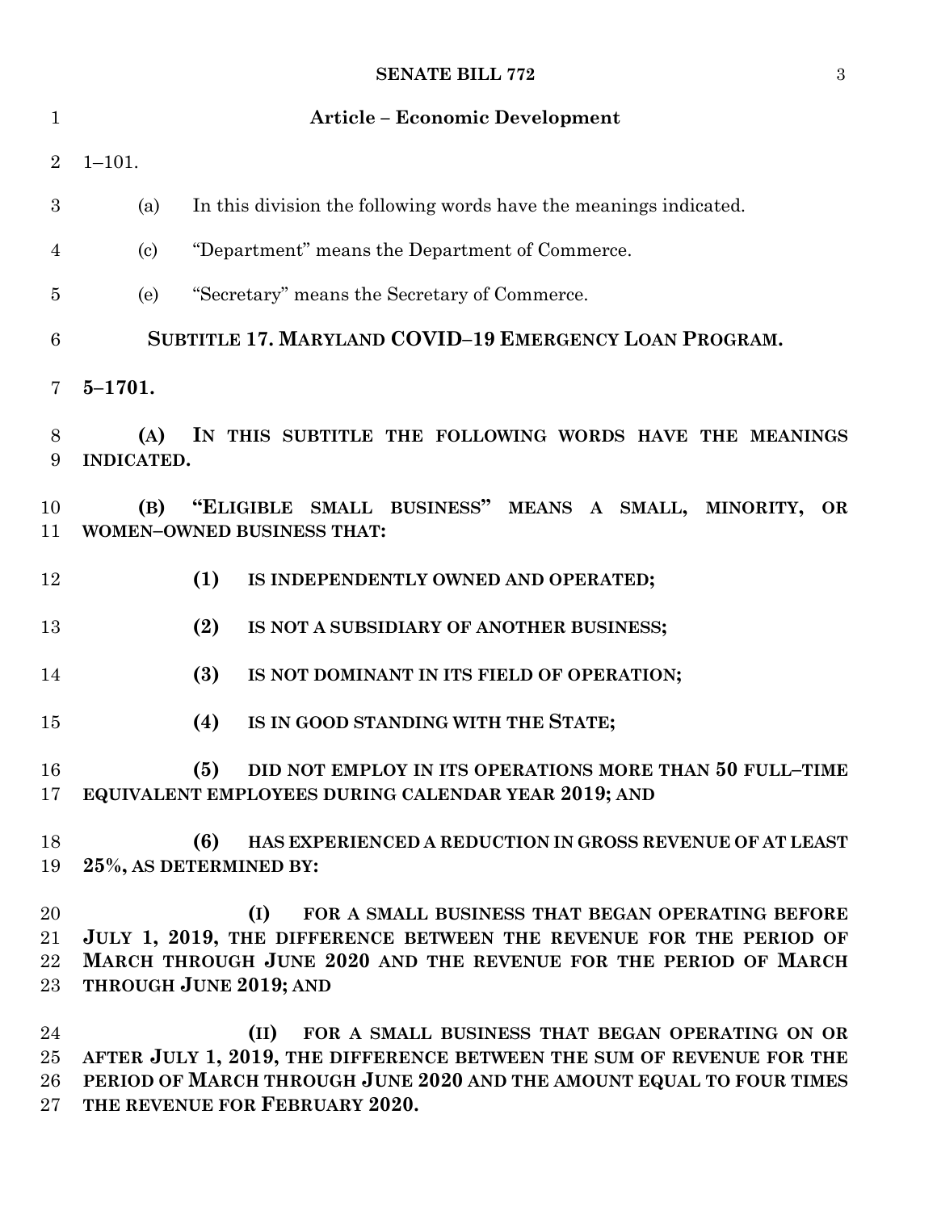## Article – Economic Development

1–101.

(a) In this division the following words have the meanings indicated.

(c) "Department" means the Department of Commerce.

(e) "Secretary" means the Secretary of Commerce.

### SUBTITLE 17. MARYLAND COVID–19 EMERGENCY LOAN PROGRAM.

**5–1701.**

**(A) IN THIS SUBTITLE THE FOLLOWING WORDS HAVE THE MEANINGS INDICATED.**

**(B) "ELIGIBLE SMALL BUSINESS" MEANS A SMALL, MINORITY, OR WOMEN–OWNED BUSINESS THAT:**

**(1) IS INDEPENDENTLY OWNED AND OPERATED;**

**(2) IS NOT A SUBSIDIARY OF ANOTHER BUSINESS;**

**(3) IS NOT DOMINANT IN ITS FIELD OF OPERATION;**

**(4) IS IN GOOD STANDING WITH THE STATE;**

**(5) DID NOT EMPLOY IN ITS OPERATIONS MORE THAN 50 FULL–TIME EQUIVALENT EMPLOYEES DURING CALENDAR YEAR 2019; AND**

**(6) HAS EXPERIENCED A REDUCTION IN GROSS REVENUE OF AT LEAST 25%, AS DETERMINED BY:**

**(I) FOR A SMALL BUSINESS THAT BEGAN OPERATING BEFORE JULY 1, 2019, THE DIFFERENCE BETWEEN THE REVENUE FOR THE PERIOD OF MARCH THROUGH JUNE 2020 AND THE REVENUE FOR THE PERIOD OF MARCH THROUGH JUNE 2019; AND**

**(II) FOR A SMALL BUSINESS THAT BEGAN OPERATING ON OR AFTER JULY 1, 2019, THE DIFFERENCE BETWEEN THE SUM OF REVENUE FOR THE PERIOD OF MARCH THROUGH JUNE 2020 AND THE AMOUNT EQUAL TO FOUR TIMES THE REVENUE FOR FEBRUARY 2020.**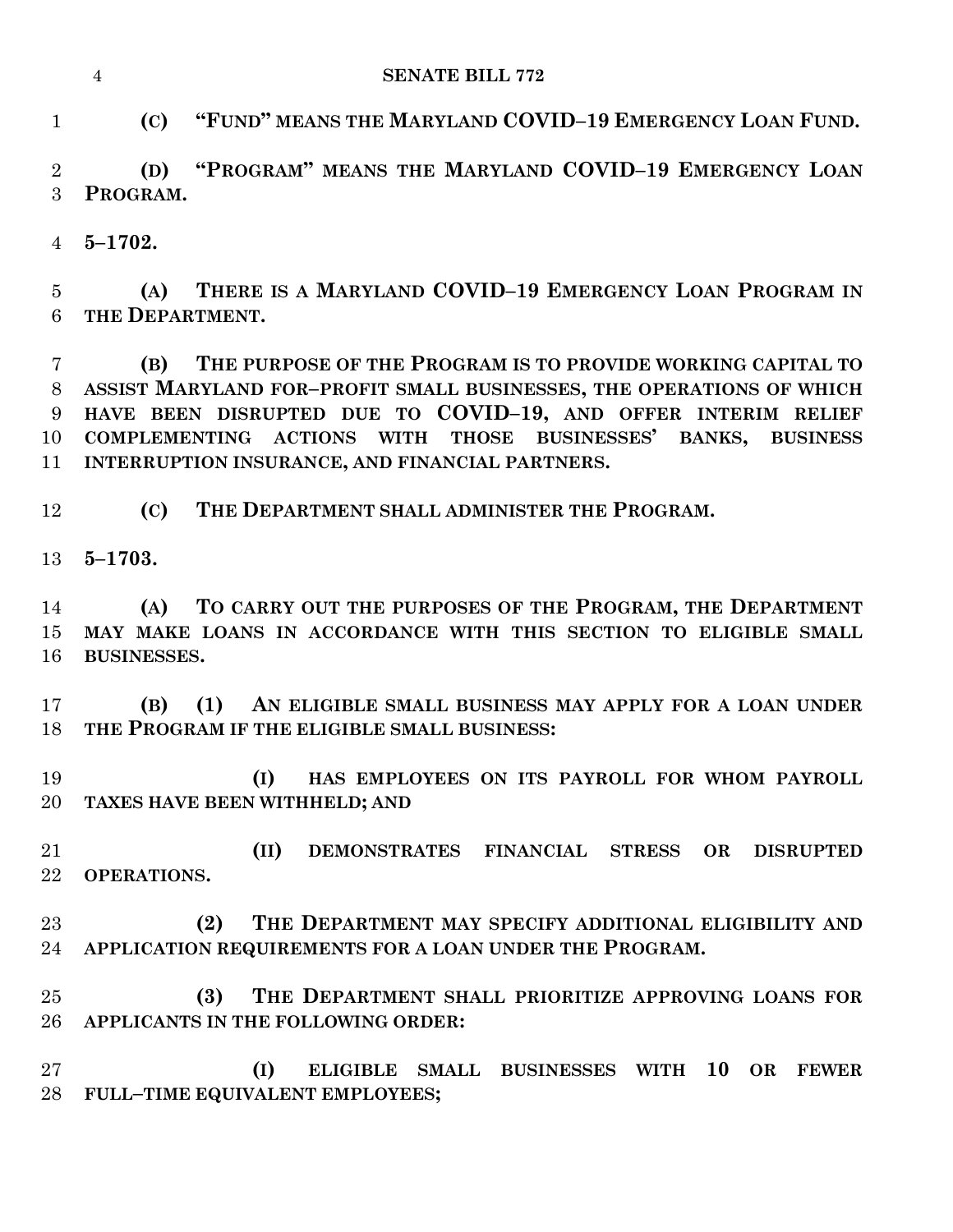**(C) "FUND" MEANS THE MARYLAND COVID–19 EMERGENCY LOAN FUND.**

**(D) "PROGRAM" MEANS THE MARYLAND COVID–19 EMERGENCY LOAN PROGRAM.**

**5–1702.**

**(A) THERE IS A MARYLAND COVID–19 EMERGENCY LOAN PROGRAM IN THE DEPARTMENT.**

**(B) THE PURPOSE OF THE PROGRAM IS TO PROVIDE WORKING CAPITAL TO ASSIST MARYLAND FOR–PROFIT SMALL BUSINESSES, THE OPERATIONS OF WHICH HAVE BEEN DISRUPTED DUE TO COVID–19, AND OFFER INTERIM RELIEF COMPLEMENTING ACTIONS WITH THOSE BUSINESSES' BANKS, BUSINESS INTERRUPTION INSURANCE, AND FINANCIAL PARTNERS.**

**(C) THE DEPARTMENT SHALL ADMINISTER THE PROGRAM.**

**5–1703.**

**(A) TO CARRY OUT THE PURPOSES OF THE PROGRAM, THE DEPARTMENT MAY MAKE LOANS IN ACCORDANCE WITH THIS SECTION TO ELIGIBLE SMALL BUSINESSES.**

**(B) (1) AN ELIGIBLE SMALL BUSINESS MAY APPLY FOR A LOAN UNDER THE PROGRAM IF THE ELIGIBLE SMALL BUSINESS:**

**(I) HAS EMPLOYEES ON ITS PAYROLL FOR WHOM PAYROLL TAXES HAVE BEEN WITHHELD; AND**

**(II) DEMONSTRATES FINANCIAL STRESS OR DISRUPTED OPERATIONS.**

**(2) THE DEPARTMENT MAY SPECIFY ADDITIONAL ELIGIBILITY AND APPLICATION REQUIREMENTS FOR A LOAN UNDER THE PROGRAM.**

**(3) THE DEPARTMENT SHALL PRIORITIZE APPROVING LOANS FOR APPLICANTS IN THE FOLLOWING ORDER:**

**(I) ELIGIBLE SMALL BUSINESSES WITH 10 OR FEWER FULL–TIME EQUIVALENT EMPLOYEES;**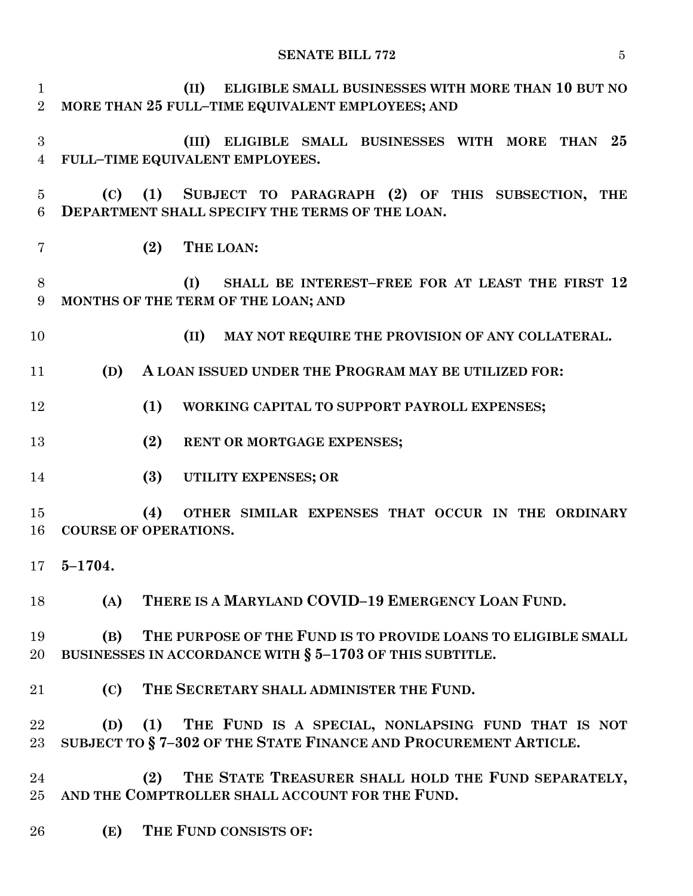**(II) ELIGIBLE SMALL BUSINESSES WITH MORE THAN 10 BUT NO MORE THAN 25 FULL–TIME EQUIVALENT EMPLOYEES; AND**

**(III) ELIGIBLE SMALL BUSINESSES WITH MORE THAN 25 FULL–TIME EQUIVALENT EMPLOYEES.**

**(C) (1) SUBJECT TO PARAGRAPH (2) OF THIS SUBSECTION, THE DEPARTMENT SHALL SPECIFY THE TERMS OF THE LOAN.**

**(2) THE LOAN:**

**(I) SHALL BE INTEREST–FREE FOR AT LEAST THE FIRST 12 MONTHS OF THE TERM OF THE LOAN; AND**

**(II) MAY NOT REQUIRE THE PROVISION OF ANY COLLATERAL.**

**(D) A LOAN ISSUED UNDER THE PROGRAM MAY BE UTILIZED FOR:**

**(1) WORKING CAPITAL TO SUPPORT PAYROLL EXPENSES;**

**(2) RENT OR MORTGAGE EXPENSES;**

**(3) UTILITY EXPENSES; OR**

**(4) OTHER SIMILAR EXPENSES THAT OCCUR IN THE ORDINARY COURSE OF OPERATIONS.**

**5–1704.**

**(A) THERE IS A MARYLAND COVID–19 EMERGENCY LOAN FUND.**

**(B) THE PURPOSE OF THE FUND IS TO PROVIDE LOANS TO ELIGIBLE SMALL BUSINESSES IN ACCORDANCE WITH § 5–1703 OF THIS SUBTITLE.**

**(C) THE SECRETARY SHALL ADMINISTER THE FUND.**

**(D) (1) THE FUND IS A SPECIAL, NONLAPSING FUND THAT IS NOT SUBJECT TO § 7–302 OF THE STATE FINANCE AND PROCUREMENT ARTICLE.**

**(2) THE STATE TREASURER SHALL HOLD THE FUND SEPARATELY, AND THE COMPTROLLER SHALL ACCOUNT FOR THE FUND.**

**(E) THE FUND CONSISTS OF:**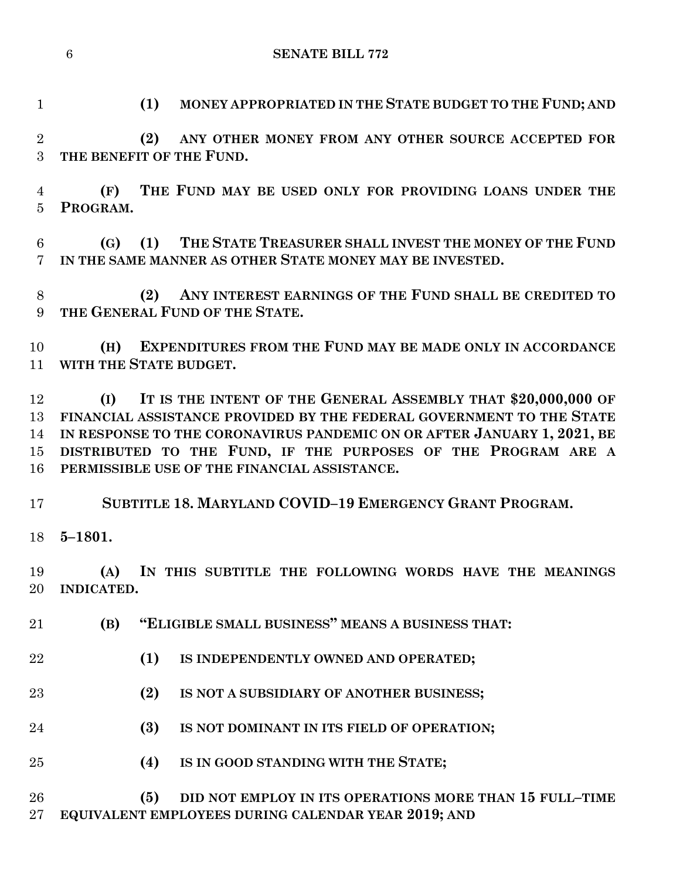**(1) MONEY APPROPRIATED IN THE STATE BUDGET TO THE FUND; AND**

**(2) ANY OTHER MONEY FROM ANY OTHER SOURCE ACCEPTED FOR THE BENEFIT OF THE FUND.**

**(F) THE FUND MAY BE USED ONLY FOR PROVIDING LOANS UNDER THE PROGRAM.**

**(G) (1) THE STATE TREASURER SHALL INVEST THE MONEY OF THE FUND IN THE SAME MANNER AS OTHER STATE MONEY MAY BE INVESTED.**

**(2) ANY INTEREST EARNINGS OF THE FUND SHALL BE CREDITED TO THE GENERAL FUND OF THE STATE.**

**(H) EXPENDITURES FROM THE FUND MAY BE MADE ONLY IN ACCORDANCE WITH THE STATE BUDGET.**

**(I) IT IS THE INTENT OF THE GENERAL ASSEMBLY THAT $20,000,000 OF FINANCIAL ASSISTANCE PROVIDED BY THE FEDERAL GOVERNMENT TO THE STATE IN RESPONSE TO THE CORONAVIRUS PANDEMIC ON OR AFTER JANUARY 1, 2021, BE DISTRIBUTED TO THE FUND, IF THE PURPOSES OF THE PROGRAM ARE A PERMISSIBLE USE OF THE FINANCIAL ASSISTANCE.**

**SUBTITLE 18. MARYLAND COVID–19 EMERGENCY GRANT PROGRAM.**

**5–1801.**

**(A) IN THIS SUBTITLE THE FOLLOWING WORDS HAVE THE MEANINGS INDICATED.**

**(B) "ELIGIBLE SMALL BUSINESS" MEANS A BUSINESS THAT:**

**(1) IS INDEPENDENTLY OWNED AND OPERATED;**

**(2) IS NOT A SUBSIDIARY OF ANOTHER BUSINESS;**

**(3) IS NOT DOMINANT IN ITS FIELD OF OPERATION;**

**(4) IS IN GOOD STANDING WITH THE STATE;**

**(5) DID NOT EMPLOY IN ITS OPERATIONS MORE THAN 15 FULL–TIME EQUIVALENT EMPLOYEES DURING CALENDAR YEAR 2019; AND**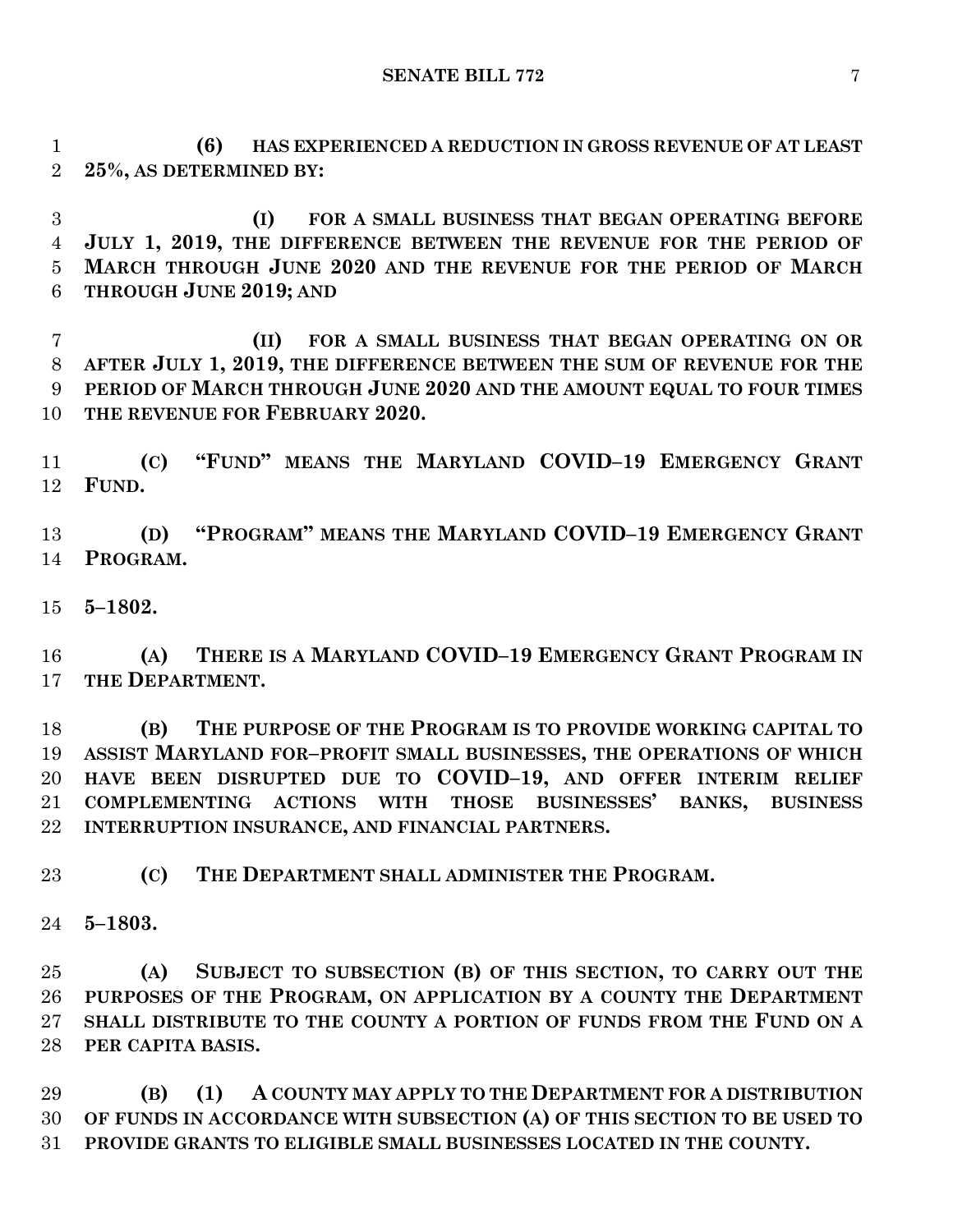**(6) HAS EXPERIENCED A REDUCTION IN GROSS REVENUE OF AT LEAST 25%, AS DETERMINED BY:**

**(I) FOR A SMALL BUSINESS THAT BEGAN OPERATING BEFORE JULY 1, 2019, THE DIFFERENCE BETWEEN THE REVENUE FOR THE PERIOD OF MARCH THROUGH JUNE 2020 AND THE REVENUE FOR THE PERIOD OF MARCH THROUGH JUNE 2019; AND**

**(II) FOR A SMALL BUSINESS THAT BEGAN OPERATING ON OR AFTER JULY 1, 2019, THE DIFFERENCE BETWEEN THE SUM OF REVENUE FOR THE PERIOD OF MARCH THROUGH JUNE 2020 AND THE AMOUNT EQUAL TO FOUR TIMES THE REVENUE FOR FEBRUARY 2020.**

**(C) "FUND" MEANS THE MARYLAND COVID–19 EMERGENCY GRANT FUND.**

**(D) "PROGRAM" MEANS THE MARYLAND COVID–19 EMERGENCY GRANT PROGRAM.**

**5–1802.**

**(A) THERE IS A MARYLAND COVID–19 EMERGENCY GRANT PROGRAM IN THE DEPARTMENT.**

**(B) THE PURPOSE OF THE PROGRAM IS TO PROVIDE WORKING CAPITAL TO ASSIST MARYLAND FOR–PROFIT SMALL BUSINESSES, THE OPERATIONS OF WHICH HAVE BEEN DISRUPTED DUE TO COVID–19, AND OFFER INTERIM RELIEF COMPLEMENTING ACTIONS WITH THOSE BUSINESSES' BANKS, BUSINESS INTERRUPTION INSURANCE, AND FINANCIAL PARTNERS.**

**(C) THE DEPARTMENT SHALL ADMINISTER THE PROGRAM.**

**5–1803.**

**(A) SUBJECT TO SUBSECTION (B) OF THIS SECTION, TO CARRY OUT THE PURPOSES OF THE PROGRAM, ON APPLICATION BY A COUNTY THE DEPARTMENT SHALL DISTRIBUTE TO THE COUNTY A PORTION OF FUNDS FROM THE FUND ON A PER CAPITA BASIS.**

**(B) (1) A COUNTY MAY APPLY TO THE DEPARTMENT FOR A DISTRIBUTION OF FUNDS IN ACCORDANCE WITH SUBSECTION (A) OF THIS SECTION TO BE USED TO PROVIDE GRANTS TO ELIGIBLE SMALL BUSINESSES LOCATED IN THE COUNTY.**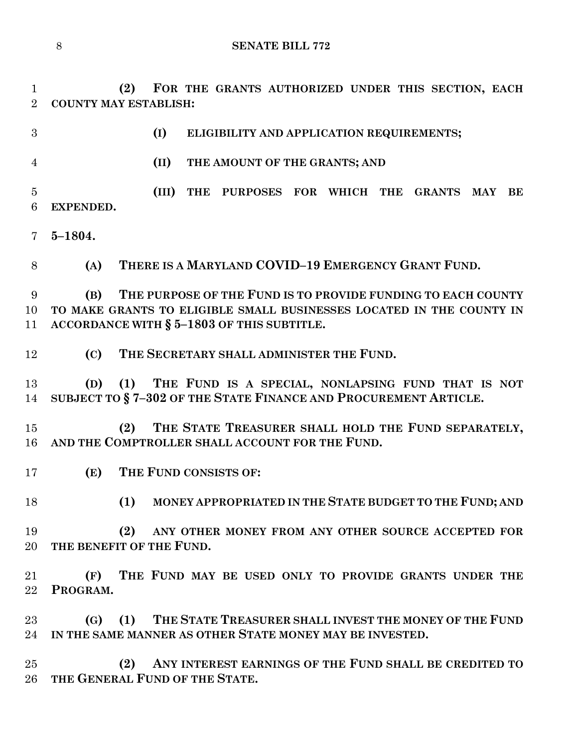**(2) FOR THE GRANTS AUTHORIZED UNDER THIS SECTION, EACH COUNTY MAY ESTABLISH:**

**(I) ELIGIBILITY AND APPLICATION REQUIREMENTS;**

**(II) THE AMOUNT OF THE GRANTS; AND**

**(III) THE PURPOSES FOR WHICH THE GRANTS MAY BE EXPENDED.**

**5–1804.**

**(A) THERE IS A MARYLAND COVID–19 EMERGENCY GRANT FUND.**

**(B) THE PURPOSE OF THE FUND IS TO PROVIDE FUNDING TO EACH COUNTY TO MAKE GRANTS TO ELIGIBLE SMALL BUSINESSES LOCATED IN THE COUNTY IN ACCORDANCE WITH § 5–1803 OF THIS SUBTITLE.**

**(C) THE SECRETARY SHALL ADMINISTER THE FUND.**

**(D) (1) THE FUND IS A SPECIAL, NONLAPSING FUND THAT IS NOT SUBJECT TO § 7–302 OF THE STATE FINANCE AND PROCUREMENT ARTICLE.**

**(2) THE STATE TREASURER SHALL HOLD THE FUND SEPARATELY, AND THE COMPTROLLER SHALL ACCOUNT FOR THE FUND.**

**(E) THE FUND CONSISTS OF:**

**(1) MONEY APPROPRIATED IN THE STATE BUDGET TO THE FUND; AND**

**(2) ANY OTHER MONEY FROM ANY OTHER SOURCE ACCEPTED FOR THE BENEFIT OF THE FUND.**

**(F) THE FUND MAY BE USED ONLY TO PROVIDE GRANTS UNDER THE PROGRAM.**

**(G) (1) THE STATE TREASURER SHALL INVEST THE MONEY OF THE FUND IN THE SAME MANNER AS OTHER STATE MONEY MAY BE INVESTED.**

**(2) ANY INTEREST EARNINGS OF THE FUND SHALL BE CREDITED TO THE GENERAL FUND OF THE STATE.**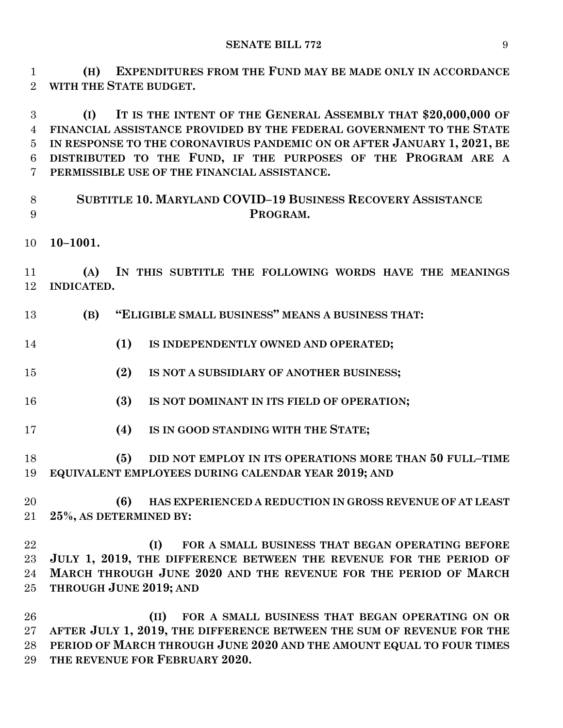**(H) EXPENDITURES FROM THE FUND MAY BE MADE ONLY IN ACCORDANCE WITH THE STATE BUDGET.**

**(I) IT IS THE INTENT OF THE GENERAL ASSEMBLY THAT $20,000,000 OF FINANCIAL ASSISTANCE PROVIDED BY THE FEDERAL GOVERNMENT TO THE STATE IN RESPONSE TO THE CORONAVIRUS PANDEMIC ON OR AFTER JANUARY 1, 2021, BE DISTRIBUTED TO THE FUND, IF THE PURPOSES OF THE PROGRAM ARE A PERMISSIBLE USE OF THE FINANCIAL ASSISTANCE.**

## SUBTITLE 10. MARYLAND COVID–19 BUSINESS RECOVERY ASSISTANCE PROGRAM.

**10–1001.**

**(A) IN THIS SUBTITLE THE FOLLOWING WORDS HAVE THE MEANINGS INDICATED.**

**(B) "ELIGIBLE SMALL BUSINESS" MEANS A BUSINESS THAT:**

**(1) IS INDEPENDENTLY OWNED AND OPERATED;**

**(2) IS NOT A SUBSIDIARY OF ANOTHER BUSINESS;**

**(3) IS NOT DOMINANT IN ITS FIELD OF OPERATION;**

**(4) IS IN GOOD STANDING WITH THE STATE;**

**(5) DID NOT EMPLOY IN ITS OPERATIONS MORE THAN 50 FULL–TIME EQUIVALENT EMPLOYEES DURING CALENDAR YEAR 2019; AND**

**(6) HAS EXPERIENCED A REDUCTION IN GROSS REVENUE OF AT LEAST 25%, AS DETERMINED BY:**

**(I) FOR A SMALL BUSINESS THAT BEGAN OPERATING BEFORE JULY 1, 2019, THE DIFFERENCE BETWEEN THE REVENUE FOR THE PERIOD OF MARCH THROUGH JUNE 2020 AND THE REVENUE FOR THE PERIOD OF MARCH THROUGH JUNE 2019; AND**

**(II) FOR A SMALL BUSINESS THAT BEGAN OPERATING ON OR AFTER JULY 1, 2019, THE DIFFERENCE BETWEEN THE SUM OF REVENUE FOR THE PERIOD OF MARCH THROUGH JUNE 2020 AND THE AMOUNT EQUAL TO FOUR TIMES THE REVENUE FOR FEBRUARY 2020.**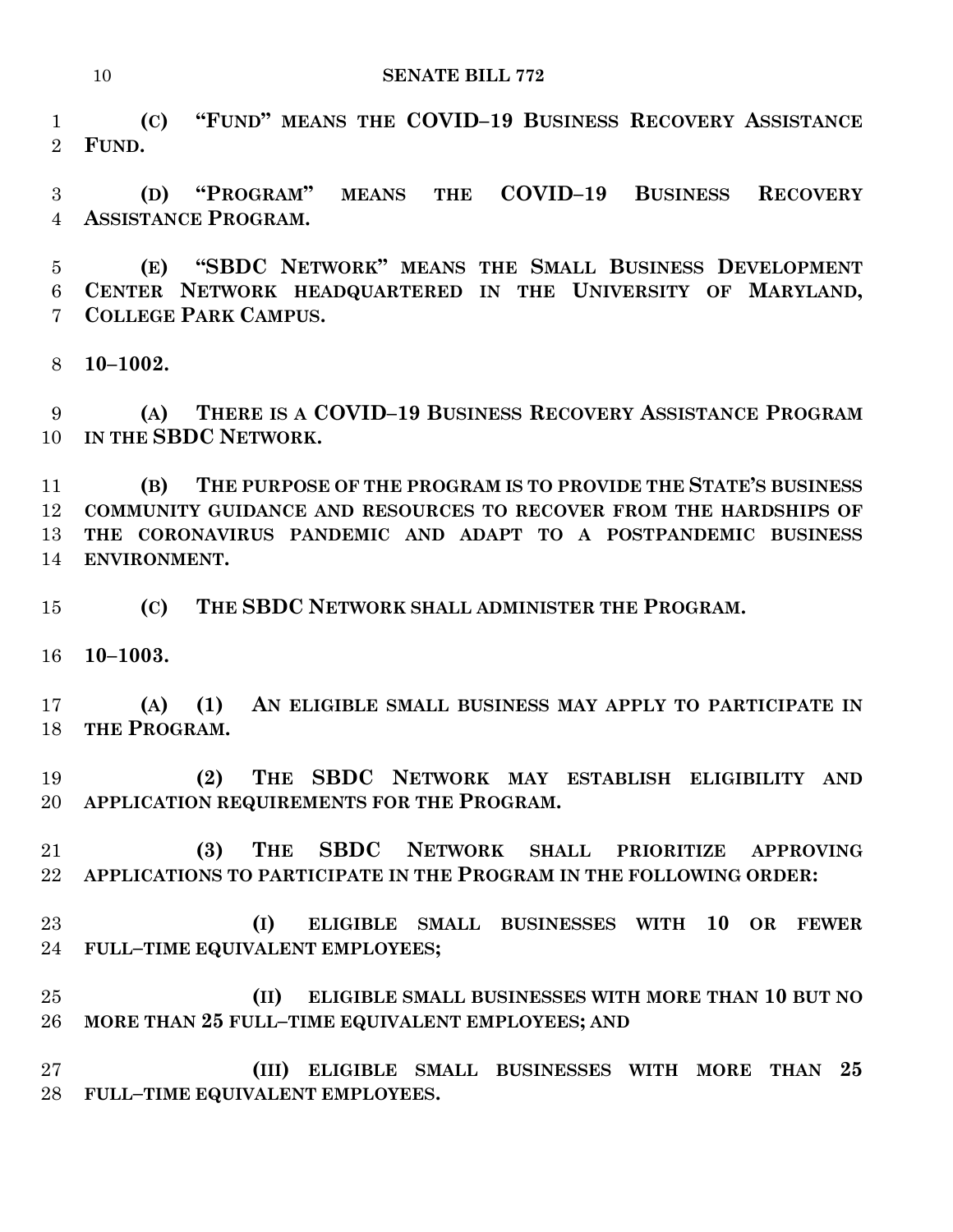**(C) "FUND" MEANS THE COVID–19 BUSINESS RECOVERY ASSISTANCE FUND.**

**(D) "PROGRAM" MEANS THE COVID–19 BUSINESS RECOVERY ASSISTANCE PROGRAM.**

**(E) "SBDC NETWORK" MEANS THE SMALL BUSINESS DEVELOPMENT CENTER NETWORK HEADQUARTERED IN THE UNIVERSITY OF MARYLAND, COLLEGE PARK CAMPUS.**

**10–1002.**

**(A) THERE IS A COVID–19 BUSINESS RECOVERY ASSISTANCE PROGRAM IN THE SBDC NETWORK.**

**(B) THE PURPOSE OF THE PROGRAM IS TO PROVIDE THE STATE'S BUSINESS COMMUNITY GUIDANCE AND RESOURCES TO RECOVER FROM THE HARDSHIPS OF THE CORONAVIRUS PANDEMIC AND ADAPT TO A POSTPANDEMIC BUSINESS ENVIRONMENT.**

**(C) THE SBDC NETWORK SHALL ADMINISTER THE PROGRAM.**

**10–1003.**

**(A) (1) AN ELIGIBLE SMALL BUSINESS MAY APPLY TO PARTICIPATE IN THE PROGRAM.**

**(2) THE SBDC NETWORK MAY ESTABLISH ELIGIBILITY AND APPLICATION REQUIREMENTS FOR THE PROGRAM.**

**(3) THE SBDC NETWORK SHALL PRIORITIZE APPROVING APPLICATIONS TO PARTICIPATE IN THE PROGRAM IN THE FOLLOWING ORDER:**

**(I) ELIGIBLE SMALL BUSINESSES WITH 10 OR FEWER FULL–TIME EQUIVALENT EMPLOYEES;**

**(II) ELIGIBLE SMALL BUSINESSES WITH MORE THAN 10 BUT NO MORE THAN 25 FULL–TIME EQUIVALENT EMPLOYEES; AND**

**(III) ELIGIBLE SMALL BUSINESSES WITH MORE THAN 25 FULL–TIME EQUIVALENT EMPLOYEES.**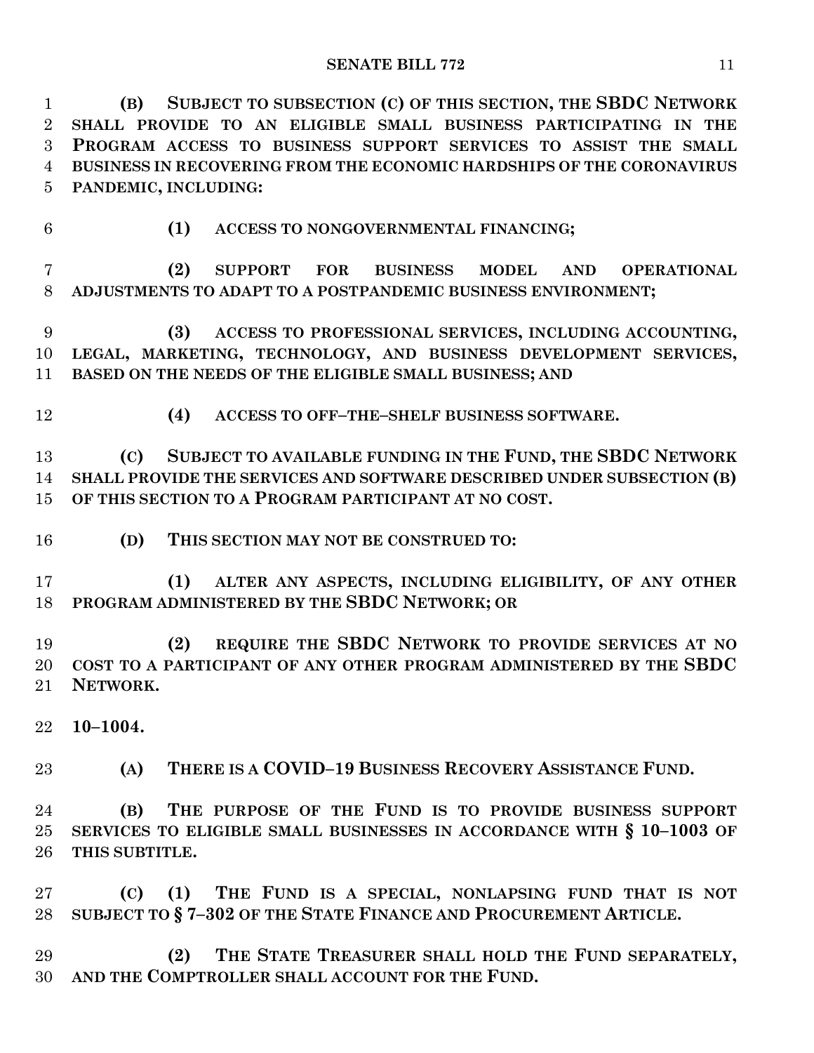**(B) SUBJECT TO SUBSECTION (C) OF THIS SECTION, THE SBDC NETWORK SHALL PROVIDE TO AN ELIGIBLE SMALL BUSINESS PARTICIPATING IN THE PROGRAM ACCESS TO BUSINESS SUPPORT SERVICES TO ASSIST THE SMALL BUSINESS IN RECOVERING FROM THE ECONOMIC HARDSHIPS OF THE CORONAVIRUS PANDEMIC, INCLUDING:**

**(1) ACCESS TO NONGOVERNMENTAL FINANCING;**

**(2) SUPPORT FOR BUSINESS MODEL AND OPERATIONAL ADJUSTMENTS TO ADAPT TO A POSTPANDEMIC BUSINESS ENVIRONMENT;**

**(3) ACCESS TO PROFESSIONAL SERVICES, INCLUDING ACCOUNTING, LEGAL, MARKETING, TECHNOLOGY, AND BUSINESS DEVELOPMENT SERVICES, BASED ON THE NEEDS OF THE ELIGIBLE SMALL BUSINESS; AND**

**(4) ACCESS TO OFF–THE–SHELF BUSINESS SOFTWARE.**

**(C) SUBJECT TO AVAILABLE FUNDING IN THE FUND, THE SBDC NETWORK SHALL PROVIDE THE SERVICES AND SOFTWARE DESCRIBED UNDER SUBSECTION (B) OF THIS SECTION TO A PROGRAM PARTICIPANT AT NO COST.**

**(D) THIS SECTION MAY NOT BE CONSTRUED TO:**

**(1) ALTER ANY ASPECTS, INCLUDING ELIGIBILITY, OF ANY OTHER PROGRAM ADMINISTERED BY THE SBDC NETWORK; OR**

**(2) REQUIRE THE SBDC NETWORK TO PROVIDE SERVICES AT NO COST TO A PARTICIPANT OF ANY OTHER PROGRAM ADMINISTERED BY THE SBDC NETWORK.**

**10–1004.**

**(A) THERE IS A COVID–19 BUSINESS RECOVERY ASSISTANCE FUND.**

**(B) THE PURPOSE OF THE FUND IS TO PROVIDE BUSINESS SUPPORT SERVICES TO ELIGIBLE SMALL BUSINESSES IN ACCORDANCE WITH § 10–1003 OF THIS SUBTITLE.**

**(C) (1) THE FUND IS A SPECIAL, NONLAPSING FUND THAT IS NOT SUBJECT TO § 7–302 OF THE STATE FINANCE AND PROCUREMENT ARTICLE.**

**(2) THE STATE TREASURER SHALL HOLD THE FUND SEPARATELY, AND THE COMPTROLLER SHALL ACCOUNT FOR THE FUND.**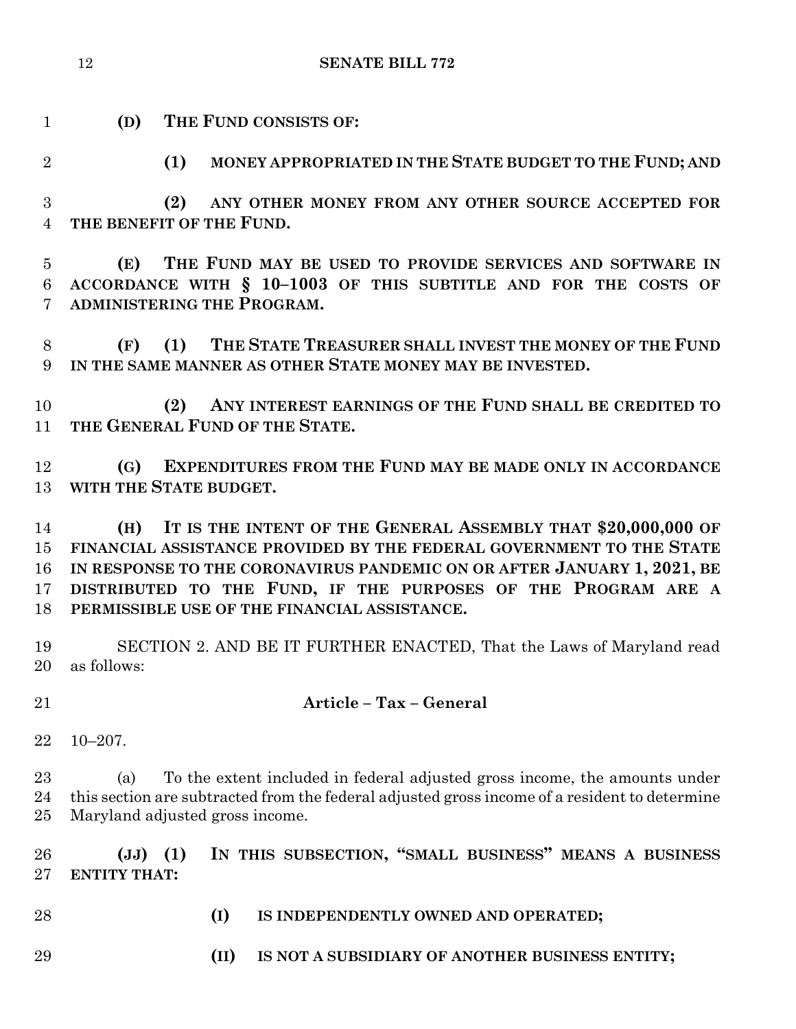**(D) THE FUND CONSISTS OF:**

**(1) MONEY APPROPRIATED IN THE STATE BUDGET TO THE FUND; AND**

**(2) ANY OTHER MONEY FROM ANY OTHER SOURCE ACCEPTED FOR THE BENEFIT OF THE FUND.**

**(E) THE FUND MAY BE USED TO PROVIDE SERVICES AND SOFTWARE IN ACCORDANCE WITH § 10–1003 OF THIS SUBTITLE AND FOR THE COSTS OF ADMINISTERING THE PROGRAM.**

**(F) (1) THE STATE TREASURER SHALL INVEST THE MONEY OF THE FUND IN THE SAME MANNER AS OTHER STATE MONEY MAY BE INVESTED.**

**(2) ANY INTEREST EARNINGS OF THE FUND SHALL BE CREDITED TO THE GENERAL FUND OF THE STATE.**

**(G) EXPENDITURES FROM THE FUND MAY BE MADE ONLY IN ACCORDANCE WITH THE STATE BUDGET.**

**(H) IT IS THE INTENT OF THE GENERAL ASSEMBLY THAT $20,000,000 OF FINANCIAL ASSISTANCE PROVIDED BY THE FEDERAL GOVERNMENT TO THE STATE IN RESPONSE TO THE CORONAVIRUS PANDEMIC ON OR AFTER JANUARY 1, 2021, BE DISTRIBUTED TO THE FUND, IF THE PURPOSES OF THE PROGRAM ARE A PERMISSIBLE USE OF THE FINANCIAL ASSISTANCE.**

SECTION 2. AND BE IT FURTHER ENACTED, That the Laws of Maryland read as follows:

## Article – Tax – General

10–207.

(a) To the extent included in federal adjusted gross income, the amounts under this section are subtracted from the federal adjusted gross income of a resident to determine Maryland adjusted gross income.

**(JJ) (1) IN THIS SUBSECTION, "SMALL BUSINESS" MEANS A BUSINESS ENTITY THAT:**

**(I) IS INDEPENDENTLY OWNED AND OPERATED;**

**(II) IS NOT A SUBSIDIARY OF ANOTHER BUSINESS ENTITY;**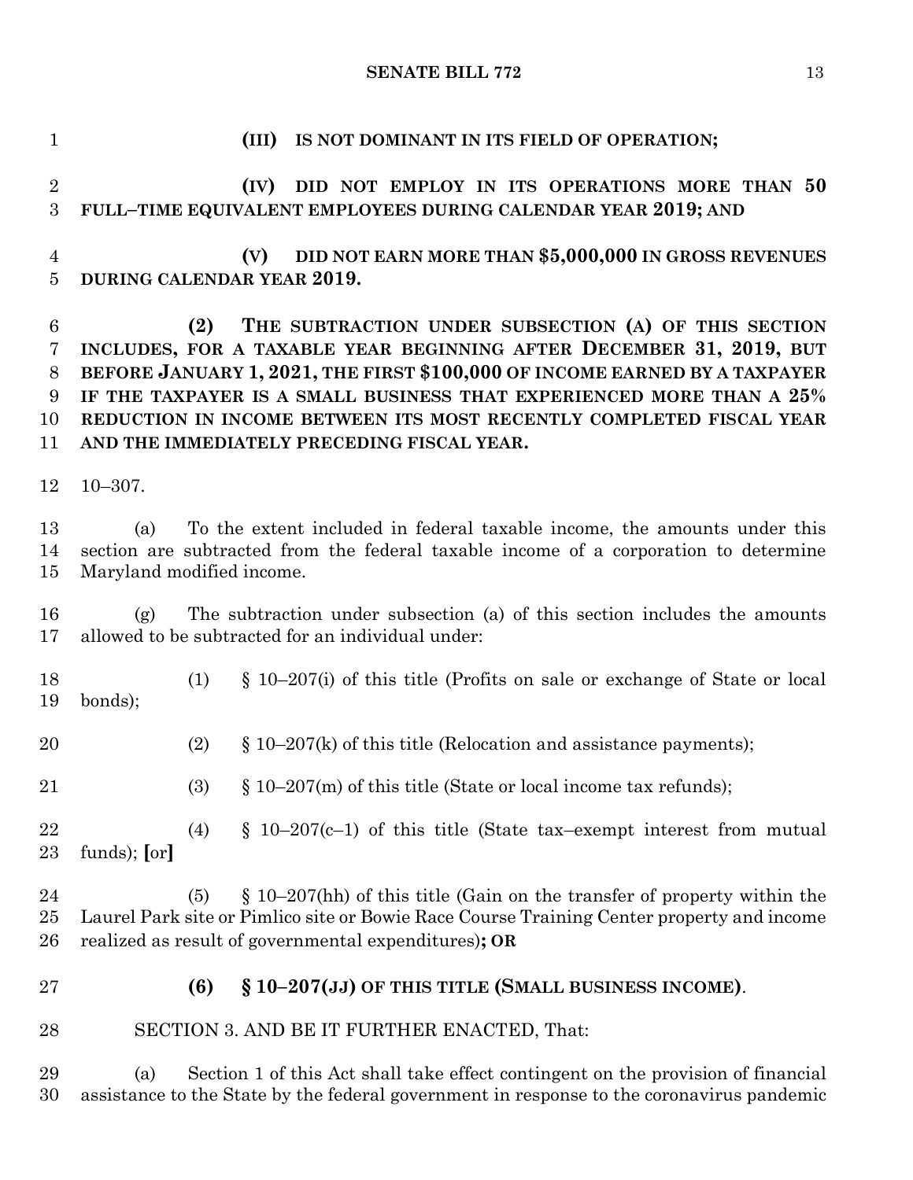**(III) IS NOT DOMINANT IN ITS FIELD OF OPERATION;**

**(IV) DID NOT EMPLOY IN ITS OPERATIONS MORE THAN 50 FULL–TIME EQUIVALENT EMPLOYEES DURING CALENDAR YEAR 2019; AND**

**(V) DID NOT EARN MORE THAN $5,000,000 IN GROSS REVENUES DURING CALENDAR YEAR 2019.**

**(2) THE SUBTRACTION UNDER SUBSECTION (A) OF THIS SECTION INCLUDES, FOR A TAXABLE YEAR BEGINNING AFTER DECEMBER 31, 2019, BUT BEFORE JANUARY 1, 2021, THE FIRST $100,000 OF INCOME EARNED BY A TAXPAYER IF THE TAXPAYER IS A SMALL BUSINESS THAT EXPERIENCED MORE THAN A 25% REDUCTION IN INCOME BETWEEN ITS MOST RECENTLY COMPLETED FISCAL YEAR AND THE IMMEDIATELY PRECEDING FISCAL YEAR.**

10–307.

(a) To the extent included in federal taxable income, the amounts under this section are subtracted from the federal taxable income of a corporation to determine Maryland modified income.

(g) The subtraction under subsection (a) of this section includes the amounts allowed to be subtracted for an individual under:

(1) § 10–207(i) of this title (Profits on sale or exchange of State or local bonds);

(2) § 10–207(k) of this title (Relocation and assistance payments);

(3) § 10–207(m) of this title (State or local income tax refunds);

(4) § 10–207(c–1) of this title (State tax–exempt interest from mutual funds); **[**or**]**

(5) § 10–207(hh) of this title (Gain on the transfer of property within the Laurel Park site or Pimlico site or Bowie Race Course Training Center property and income realized as result of governmental expenditures)**; OR**

**(6) § 10–207(JJ) OF THIS TITLE (SMALL BUSINESS INCOME)**.

SECTION 3. AND BE IT FURTHER ENACTED, That:

(a) Section 1 of this Act shall take effect contingent on the provision of financial assistance to the State by the federal government in response to the coronavirus pandemic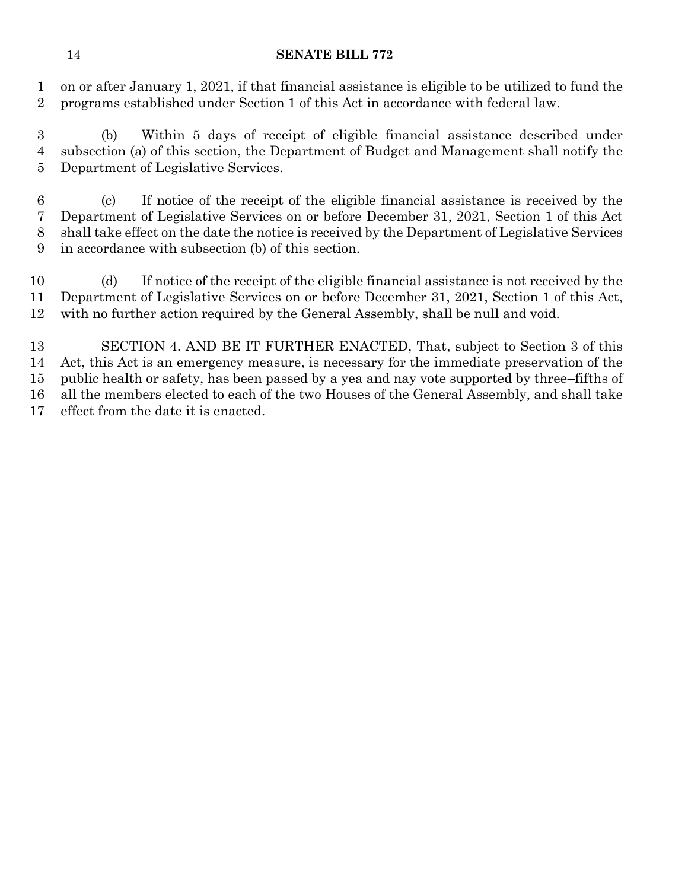on or after January 1, 2021, if that financial assistance is eligible to be utilized to fund the programs established under Section 1 of this Act in accordance with federal law.

(b) Within 5 days of receipt of eligible financial assistance described under subsection (a) of this section, the Department of Budget and Management shall notify the Department of Legislative Services.

(c) If notice of the receipt of the eligible financial assistance is received by the Department of Legislative Services on or before December 31, 2021, Section 1 of this Act shall take effect on the date the notice is received by the Department of Legislative Services in accordance with subsection (b) of this section.

(d) If notice of the receipt of the eligible financial assistance is not received by the Department of Legislative Services on or before December 31, 2021, Section 1 of this Act, with no further action required by the General Assembly, shall be null and void.

SECTION 4. AND BE IT FURTHER ENACTED, That, subject to Section 3 of this Act, this Act is an emergency measure, is necessary for the immediate preservation of the public health or safety, has been passed by a yea and nay vote supported by three–fifths of all the members elected to each of the two Houses of the General Assembly, and shall take effect from the date it is enacted.